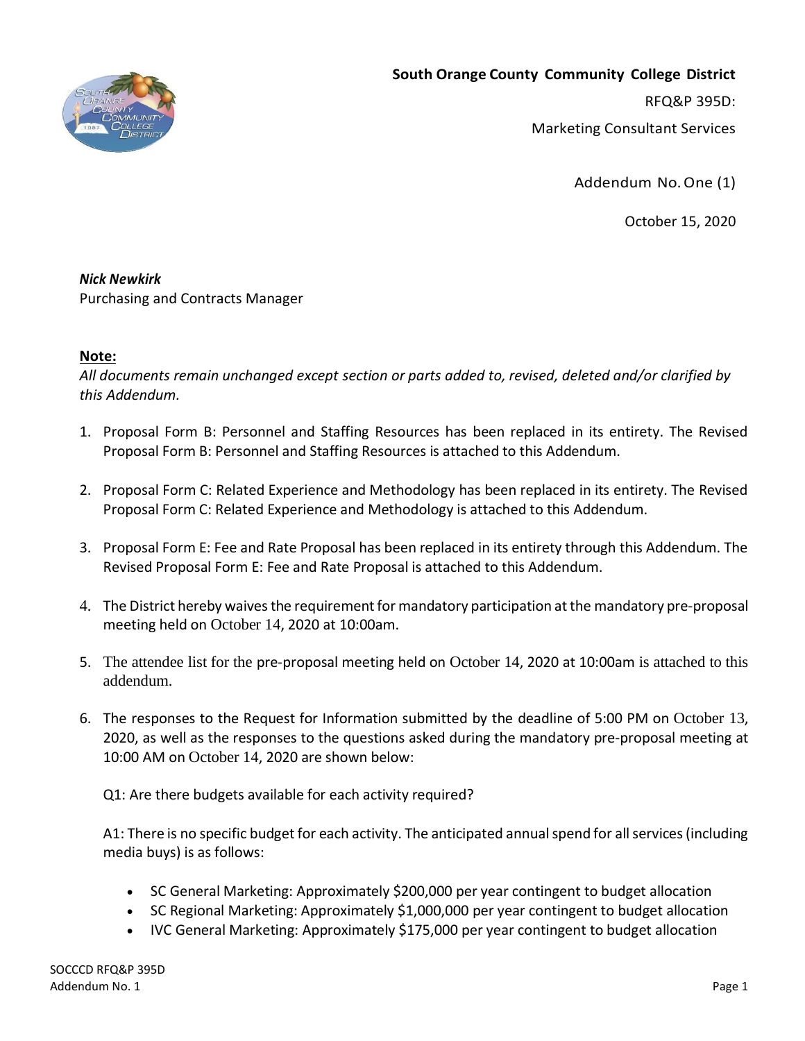**South Orange County Community College District**

RFQ&P 395D:

Marketing Consultant Services

Addendum No. One (1)

October 15, 2020

***Nick Newkirk***
Purchasing and Contracts Manager

**Note:**

*All documents remain unchanged except section or parts added to, revised, deleted and/or clarified by this Addendum.*

1. Proposal Form B: Personnel and Staffing Resources has been replaced in its entirety. The Revised Proposal Form B: Personnel and Staffing Resources is attached to this Addendum.

2. Proposal Form C: Related Experience and Methodology has been replaced in its entirety. The Revised Proposal Form C: Related Experience and Methodology is attached to this Addendum.

3. Proposal Form E: Fee and Rate Proposal has been replaced in its entirety through this Addendum. The Revised Proposal Form E: Fee and Rate Proposal is attached to this Addendum.

4. The District hereby waives the requirement for mandatory participation at the mandatory pre-proposal meeting held on October 14, 2020 at 10:00am.

5. The attendee list for the pre-proposal meeting held on October 14, 2020 at 10:00am is attached to this addendum.

6. The responses to the Request for Information submitted by the deadline of 5:00 PM on October 13, 2020, as well as the responses to the questions asked during the mandatory pre-proposal meeting at 10:00 AM on October 14, 2020 are shown below:

   Q1: Are there budgets available for each activity required?

   A1: There is no specific budget for each activity. The anticipated annual spend for all services (including media buys) is as follows:

   - SC General Marketing: Approximately $200,000 per year contingent to budget allocation
   - SC Regional Marketing: Approximately $1,000,000 per year contingent to budget allocation
   - IVC General Marketing: Approximately $175,000 per year contingent to budget allocation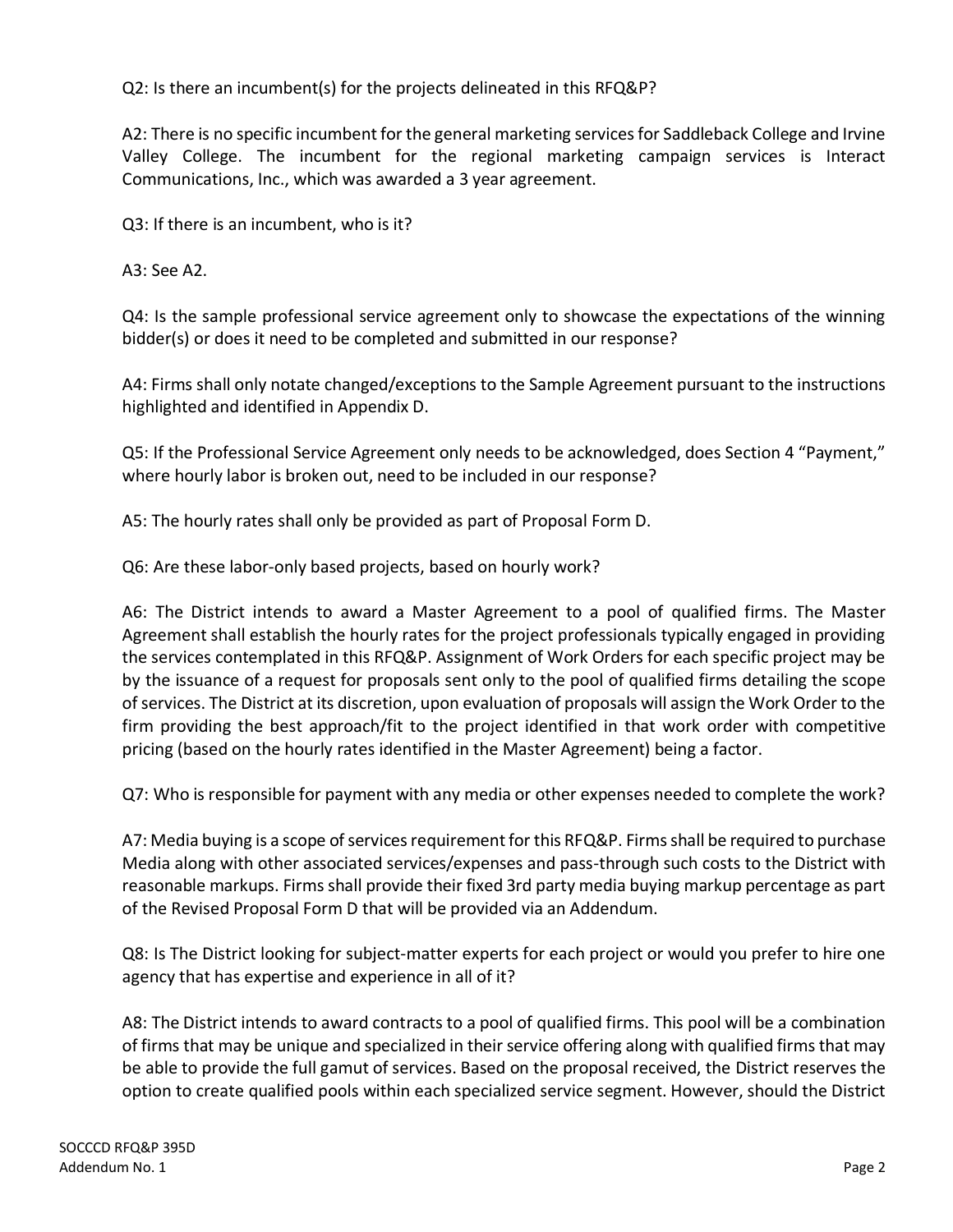Q2: Is there an incumbent(s) for the projects delineated in this RFQ&P?

A2: There is no specific incumbent for the general marketing services for Saddleback College and Irvine Valley College. The incumbent for the regional marketing campaign services is Interact Communications, Inc., which was awarded a 3 year agreement.

Q3: If there is an incumbent, who is it?

A3: See A2.

Q4: Is the sample professional service agreement only to showcase the expectations of the winning bidder(s) or does it need to be completed and submitted in our response?

A4: Firms shall only notate changed/exceptions to the Sample Agreement pursuant to the instructions highlighted and identified in Appendix D.

Q5: If the Professional Service Agreement only needs to be acknowledged, does Section 4 "Payment," where hourly labor is broken out, need to be included in our response?

A5: The hourly rates shall only be provided as part of Proposal Form D.

Q6: Are these labor-only based projects, based on hourly work?

A6: The District intends to award a Master Agreement to a pool of qualified firms. The Master Agreement shall establish the hourly rates for the project professionals typically engaged in providing the services contemplated in this RFQ&P. Assignment of Work Orders for each specific project may be by the issuance of a request for proposals sent only to the pool of qualified firms detailing the scope of services. The District at its discretion, upon evaluation of proposals will assign the Work Order to the firm providing the best approach/fit to the project identified in that work order with competitive pricing (based on the hourly rates identified in the Master Agreement) being a factor.

Q7: Who is responsible for payment with any media or other expenses needed to complete the work?

A7: Media buying is a scope of services requirement for this RFQ&P. Firms shall be required to purchase Media along with other associated services/expenses and pass-through such costs to the District with reasonable markups. Firms shall provide their fixed 3rd party media buying markup percentage as part of the Revised Proposal Form D that will be provided via an Addendum.

Q8: Is The District looking for subject-matter experts for each project or would you prefer to hire one agency that has expertise and experience in all of it?

A8: The District intends to award contracts to a pool of qualified firms. This pool will be a combination of firms that may be unique and specialized in their service offering along with qualified firms that may be able to provide the full gamut of services. Based on the proposal received, the District reserves the option to create qualified pools within each specialized service segment. However, should the District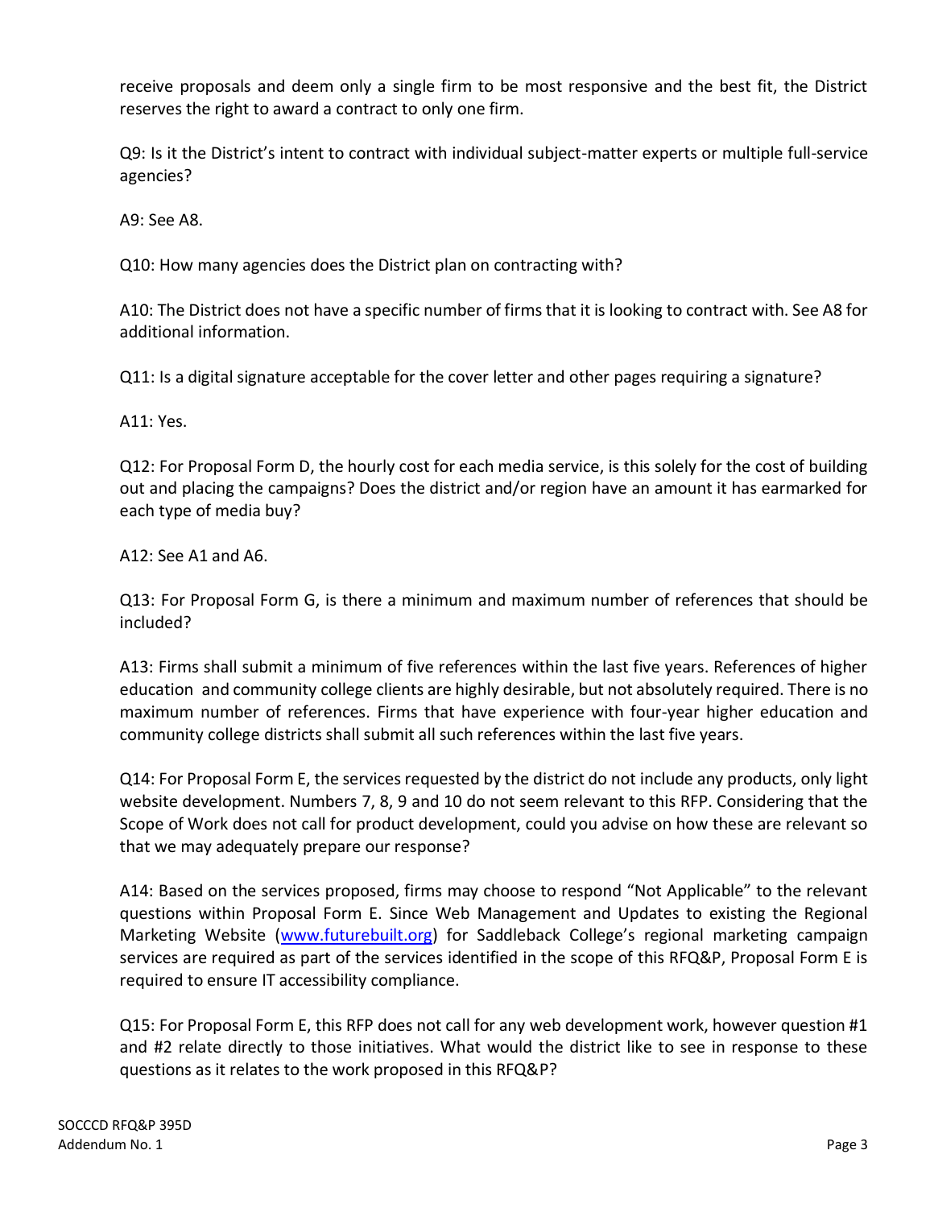receive proposals and deem only a single firm to be most responsive and the best fit, the District reserves the right to award a contract to only one firm.

Q9: Is it the District's intent to contract with individual subject-matter experts or multiple full-service agencies?

A9: See A8.

Q10: How many agencies does the District plan on contracting with?

A10: The District does not have a specific number of firms that it is looking to contract with. See A8 for additional information.

Q11: Is a digital signature acceptable for the cover letter and other pages requiring a signature?

A11: Yes.

Q12: For Proposal Form D, the hourly cost for each media service, is this solely for the cost of building out and placing the campaigns? Does the district and/or region have an amount it has earmarked for each type of media buy?

A12: See A1 and A6.

Q13: For Proposal Form G, is there a minimum and maximum number of references that should be included?

A13: Firms shall submit a minimum of five references within the last five years. References of higher education and community college clients are highly desirable, but not absolutely required. There is no maximum number of references. Firms that have experience with four-year higher education and community college districts shall submit all such references within the last five years.

Q14: For Proposal Form E, the services requested by the district do not include any products, only light website development. Numbers 7, 8, 9 and 10 do not seem relevant to this RFP. Considering that the Scope of Work does not call for product development, could you advise on how these are relevant so that we may adequately prepare our response?

A14: Based on the services proposed, firms may choose to respond "Not Applicable" to the relevant questions within Proposal Form E. Since Web Management and Updates to existing the Regional Marketing Website ([www.futurebuilt.org](www.futurebuilt.org)) for Saddleback College's regional marketing campaign services are required as part of the services identified in the scope of this RFQ&P, Proposal Form E is required to ensure IT accessibility compliance.

Q15: For Proposal Form E, this RFP does not call for any web development work, however question #1 and #2 relate directly to those initiatives. What would the district like to see in response to these questions as it relates to the work proposed in this RFQ&P?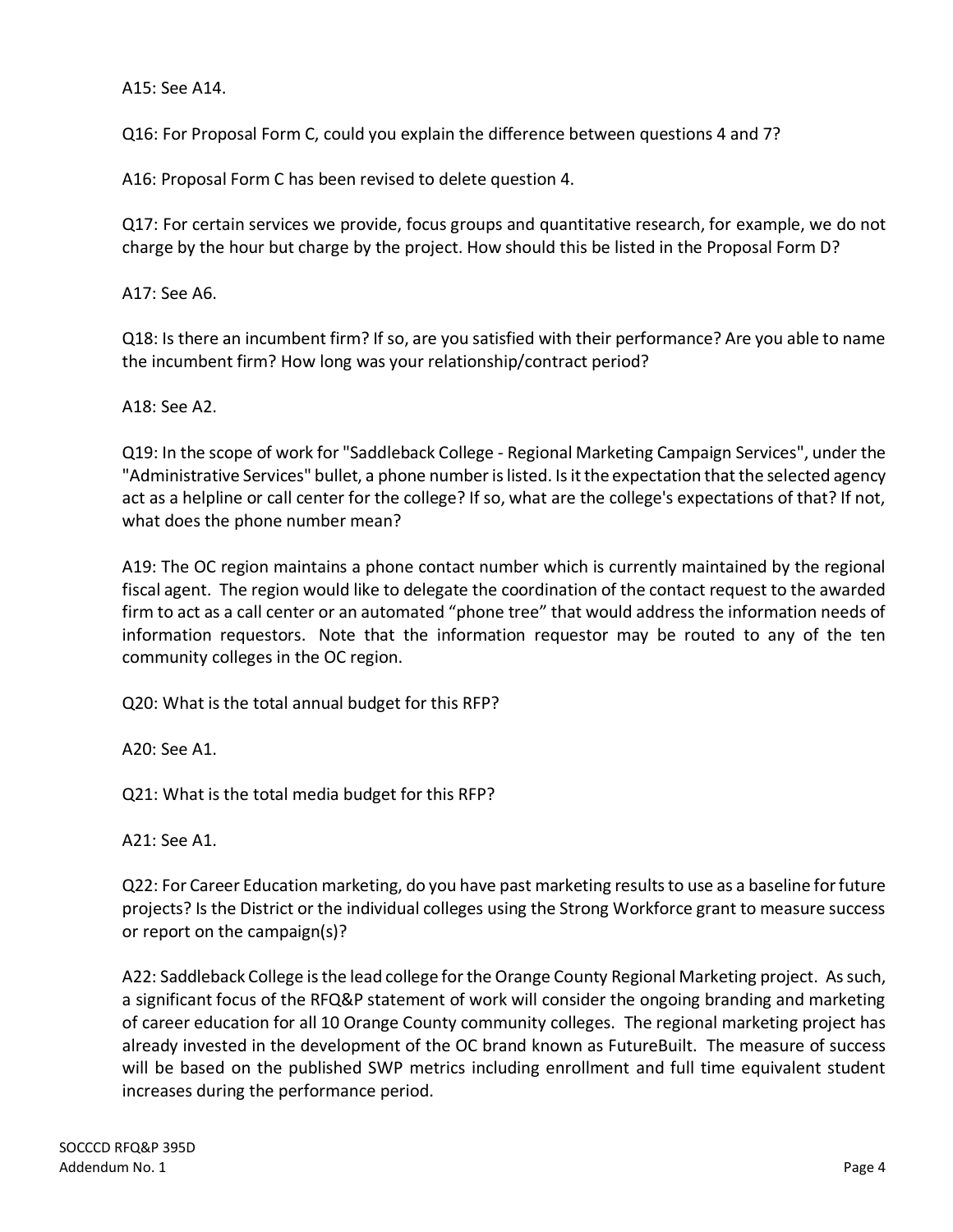A15: See A14.

Q16: For Proposal Form C, could you explain the difference between questions 4 and 7?

A16: Proposal Form C has been revised to delete question 4.

Q17: For certain services we provide, focus groups and quantitative research, for example, we do not charge by the hour but charge by the project. How should this be listed in the Proposal Form D?

A17: See A6.

Q18: Is there an incumbent firm? If so, are you satisfied with their performance? Are you able to name the incumbent firm? How long was your relationship/contract period?

A18: See A2.

Q19: In the scope of work for "Saddleback College - Regional Marketing Campaign Services", under the "Administrative Services" bullet, a phone number is listed. Is it the expectation that the selected agency act as a helpline or call center for the college? If so, what are the college's expectations of that? If not, what does the phone number mean?

A19: The OC region maintains a phone contact number which is currently maintained by the regional fiscal agent. The region would like to delegate the coordination of the contact request to the awarded firm to act as a call center or an automated "phone tree" that would address the information needs of information requestors. Note that the information requestor may be routed to any of the ten community colleges in the OC region.

Q20: What is the total annual budget for this RFP?

A20: See A1.

Q21: What is the total media budget for this RFP?

A21: See A1.

Q22: For Career Education marketing, do you have past marketing results to use as a baseline for future projects? Is the District or the individual colleges using the Strong Workforce grant to measure success or report on the campaign(s)?

A22: Saddleback College is the lead college for the Orange County Regional Marketing project. As such, a significant focus of the RFQ&P statement of work will consider the ongoing branding and marketing of career education for all 10 Orange County community colleges. The regional marketing project has already invested in the development of the OC brand known as FutureBuilt. The measure of success will be based on the published SWP metrics including enrollment and full time equivalent student increases during the performance period.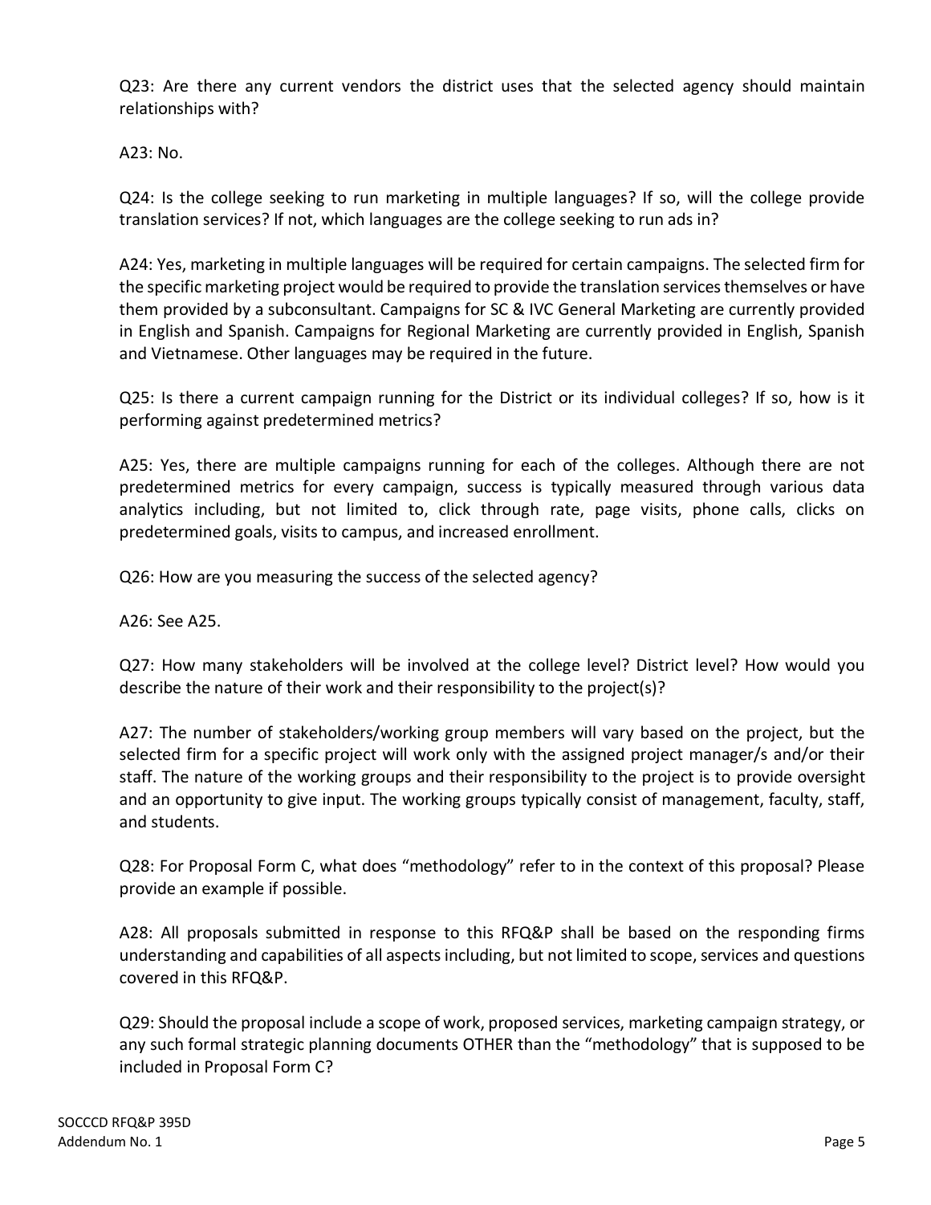Q23: Are there any current vendors the district uses that the selected agency should maintain relationships with?

A23: No.

Q24: Is the college seeking to run marketing in multiple languages? If so, will the college provide translation services? If not, which languages are the college seeking to run ads in?

A24: Yes, marketing in multiple languages will be required for certain campaigns. The selected firm for the specific marketing project would be required to provide the translation services themselves or have them provided by a subconsultant. Campaigns for SC & IVC General Marketing are currently provided in English and Spanish. Campaigns for Regional Marketing are currently provided in English, Spanish and Vietnamese. Other languages may be required in the future.

Q25: Is there a current campaign running for the District or its individual colleges? If so, how is it performing against predetermined metrics?

A25: Yes, there are multiple campaigns running for each of the colleges. Although there are not predetermined metrics for every campaign, success is typically measured through various data analytics including, but not limited to, click through rate, page visits, phone calls, clicks on predetermined goals, visits to campus, and increased enrollment.

Q26: How are you measuring the success of the selected agency?

A26: See A25.

Q27: How many stakeholders will be involved at the college level? District level? How would you describe the nature of their work and their responsibility to the project(s)?

A27: The number of stakeholders/working group members will vary based on the project, but the selected firm for a specific project will work only with the assigned project manager/s and/or their staff. The nature of the working groups and their responsibility to the project is to provide oversight and an opportunity to give input. The working groups typically consist of management, faculty, staff, and students.

Q28: For Proposal Form C, what does "methodology" refer to in the context of this proposal? Please provide an example if possible.

A28: All proposals submitted in response to this RFQ&P shall be based on the responding firms understanding and capabilities of all aspects including, but not limited to scope, services and questions covered in this RFQ&P.

Q29: Should the proposal include a scope of work, proposed services, marketing campaign strategy, or any such formal strategic planning documents OTHER than the "methodology" that is supposed to be included in Proposal Form C?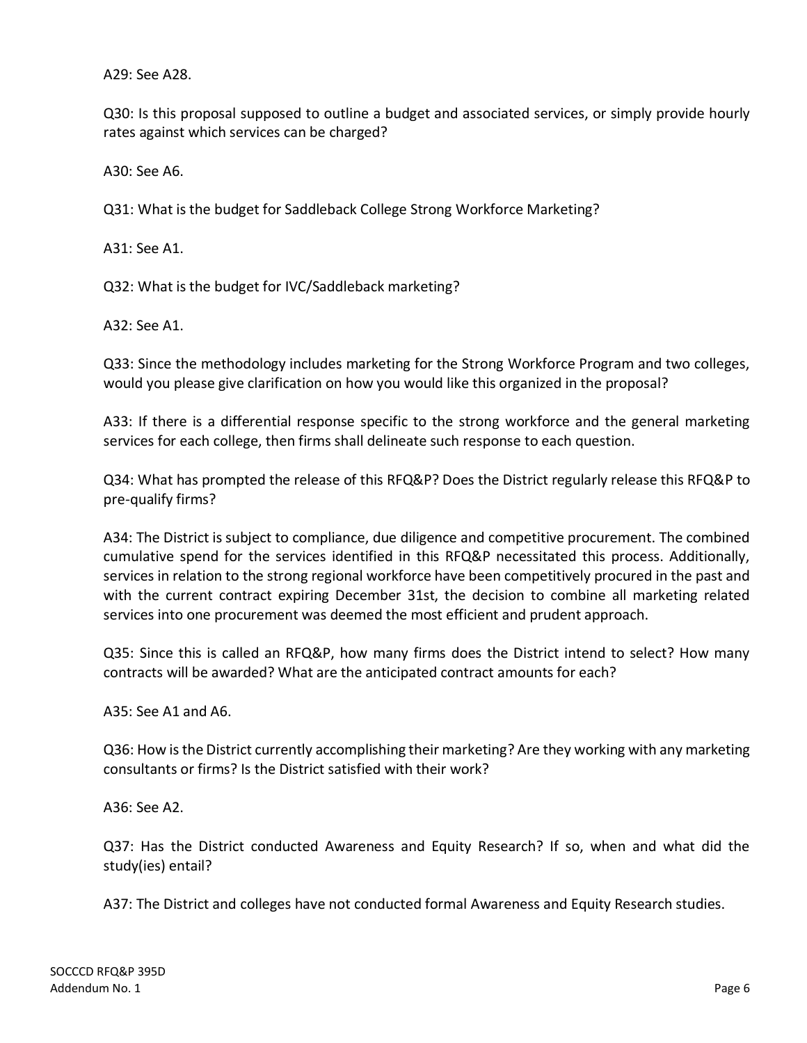A29: See A28.

Q30: Is this proposal supposed to outline a budget and associated services, or simply provide hourly rates against which services can be charged?

A30: See A6.

Q31: What is the budget for Saddleback College Strong Workforce Marketing?

A31: See A1.

Q32: What is the budget for IVC/Saddleback marketing?

A32: See A1.

Q33: Since the methodology includes marketing for the Strong Workforce Program and two colleges, would you please give clarification on how you would like this organized in the proposal?

A33: If there is a differential response specific to the strong workforce and the general marketing services for each college, then firms shall delineate such response to each question.

Q34: What has prompted the release of this RFQ&P? Does the District regularly release this RFQ&P to pre-qualify firms?

A34: The District is subject to compliance, due diligence and competitive procurement. The combined cumulative spend for the services identified in this RFQ&P necessitated this process. Additionally, services in relation to the strong regional workforce have been competitively procured in the past and with the current contract expiring December 31st, the decision to combine all marketing related services into one procurement was deemed the most efficient and prudent approach.

Q35: Since this is called an RFQ&P, how many firms does the District intend to select? How many contracts will be awarded? What are the anticipated contract amounts for each?

A35: See A1 and A6.

Q36: How is the District currently accomplishing their marketing? Are they working with any marketing consultants or firms? Is the District satisfied with their work?

A36: See A2.

Q37: Has the District conducted Awareness and Equity Research? If so, when and what did the study(ies) entail?

A37: The District and colleges have not conducted formal Awareness and Equity Research studies.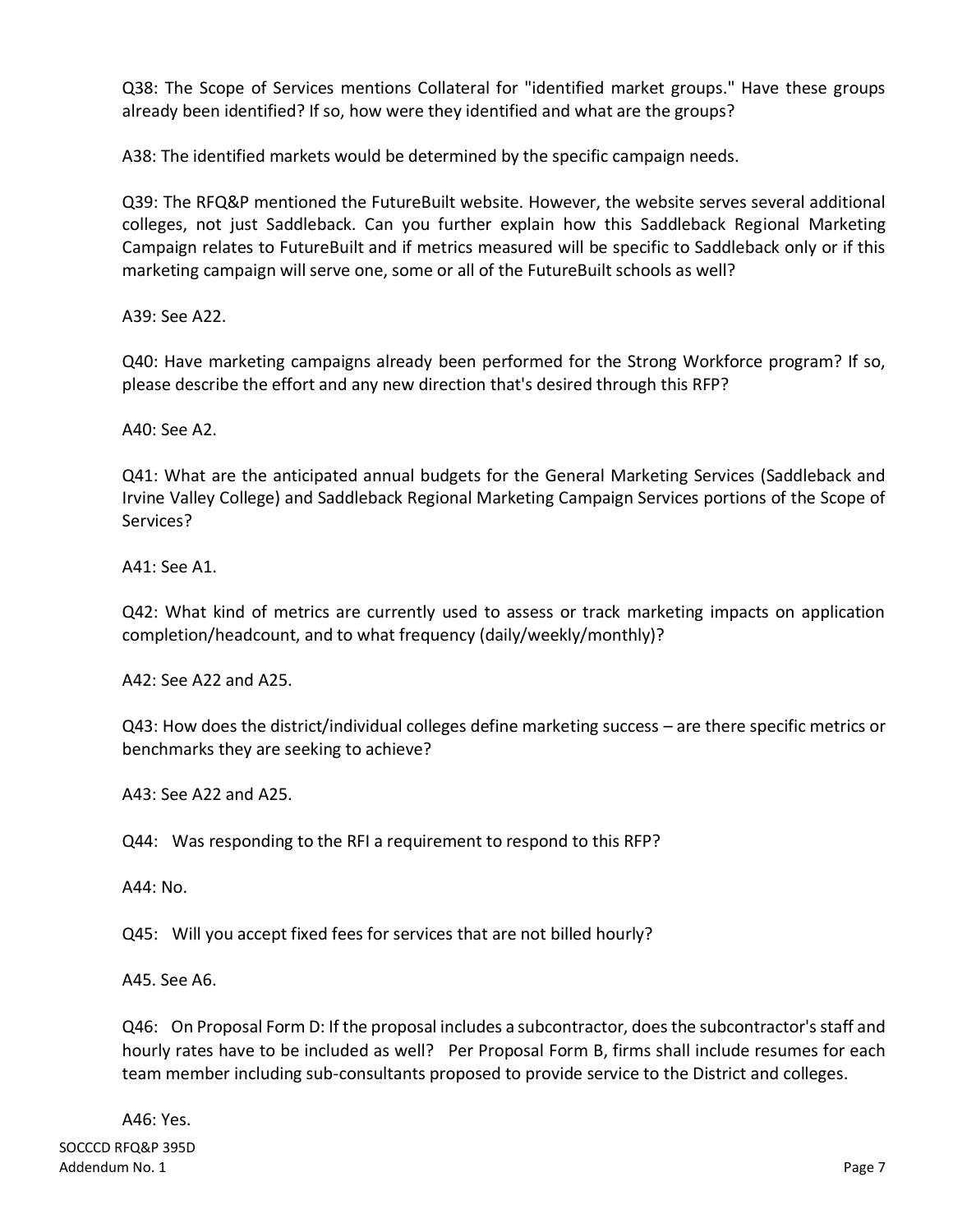Q38: The Scope of Services mentions Collateral for "identified market groups." Have these groups already been identified? If so, how were they identified and what are the groups?

A38: The identified markets would be determined by the specific campaign needs.

Q39: The RFQ&P mentioned the FutureBuilt website. However, the website serves several additional colleges, not just Saddleback. Can you further explain how this Saddleback Regional Marketing Campaign relates to FutureBuilt and if metrics measured will be specific to Saddleback only or if this marketing campaign will serve one, some or all of the FutureBuilt schools as well?

A39: See A22.

Q40: Have marketing campaigns already been performed for the Strong Workforce program? If so, please describe the effort and any new direction that's desired through this RFP?

A40: See A2.

Q41: What are the anticipated annual budgets for the General Marketing Services (Saddleback and Irvine Valley College) and Saddleback Regional Marketing Campaign Services portions of the Scope of Services?

A41: See A1.

Q42: What kind of metrics are currently used to assess or track marketing impacts on application completion/headcount, and to what frequency (daily/weekly/monthly)?

A42: See A22 and A25.

Q43: How does the district/individual colleges define marketing success – are there specific metrics or benchmarks they are seeking to achieve?

A43: See A22 and A25.

Q44: Was responding to the RFI a requirement to respond to this RFP?

A44: No.

Q45: Will you accept fixed fees for services that are not billed hourly?

A45. See A6.

Q46: On Proposal Form D: If the proposal includes a subcontractor, does the subcontractor's staff and hourly rates have to be included as well? Per Proposal Form B, firms shall include resumes for each team member including sub-consultants proposed to provide service to the District and colleges.

A46: Yes.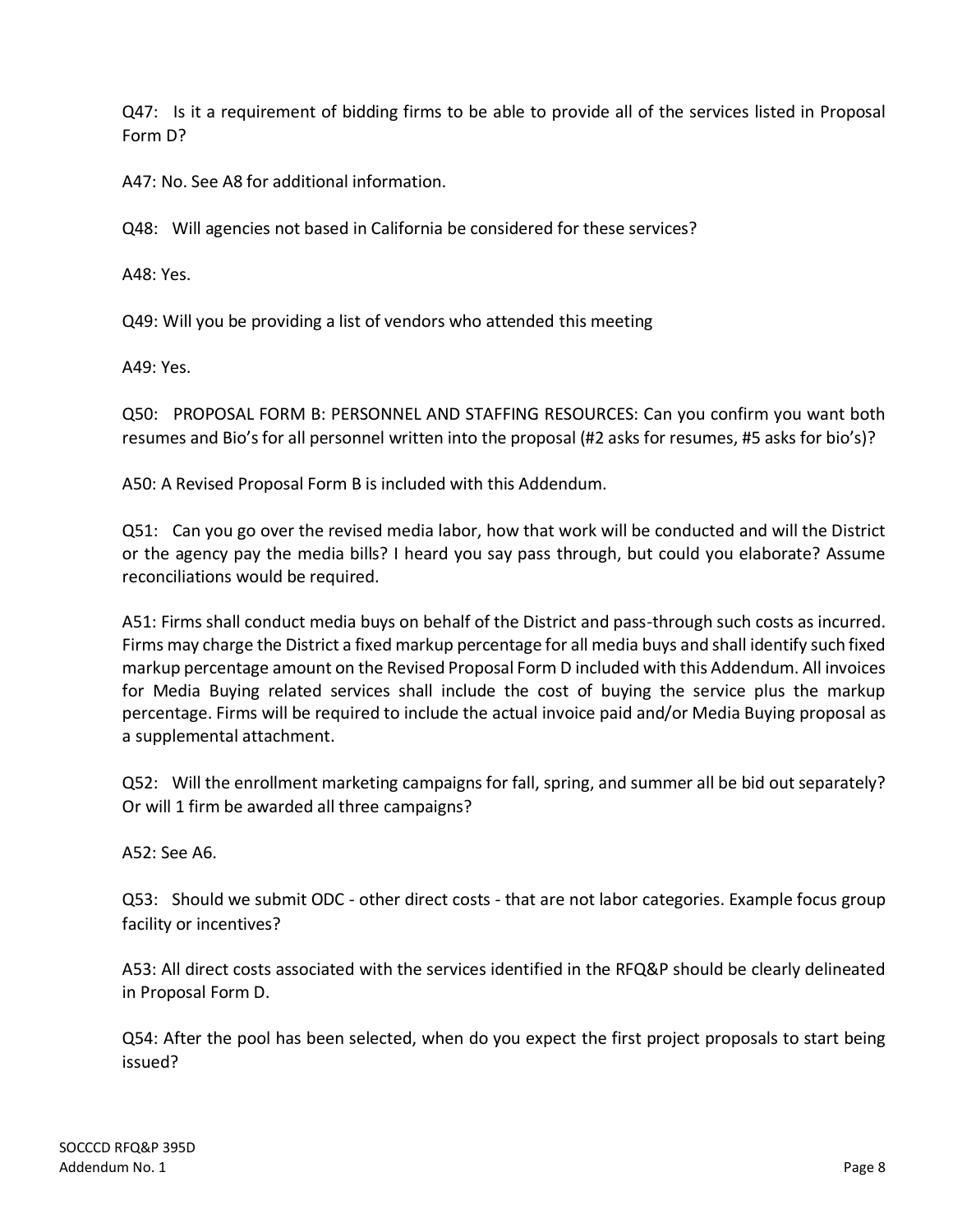Q47: Is it a requirement of bidding firms to be able to provide all of the services listed in Proposal Form D?

A47: No. See A8 for additional information.

Q48: Will agencies not based in California be considered for these services?

A48: Yes.

Q49: Will you be providing a list of vendors who attended this meeting

A49: Yes.

Q50: PROPOSAL FORM B: PERSONNEL AND STAFFING RESOURCES: Can you confirm you want both resumes and Bio's for all personnel written into the proposal (#2 asks for resumes, #5 asks for bio's)?

A50: A Revised Proposal Form B is included with this Addendum.

Q51: Can you go over the revised media labor, how that work will be conducted and will the District or the agency pay the media bills? I heard you say pass through, but could you elaborate? Assume reconciliations would be required.

A51: Firms shall conduct media buys on behalf of the District and pass-through such costs as incurred. Firms may charge the District a fixed markup percentage for all media buys and shall identify such fixed markup percentage amount on the Revised Proposal Form D included with this Addendum. All invoices for Media Buying related services shall include the cost of buying the service plus the markup percentage. Firms will be required to include the actual invoice paid and/or Media Buying proposal as a supplemental attachment.

Q52: Will the enrollment marketing campaigns for fall, spring, and summer all be bid out separately? Or will 1 firm be awarded all three campaigns?

A52: See A6.

Q53: Should we submit ODC - other direct costs - that are not labor categories. Example focus group facility or incentives?

A53: All direct costs associated with the services identified in the RFQ&P should be clearly delineated in Proposal Form D.

Q54: After the pool has been selected, when do you expect the first project proposals to start being issued?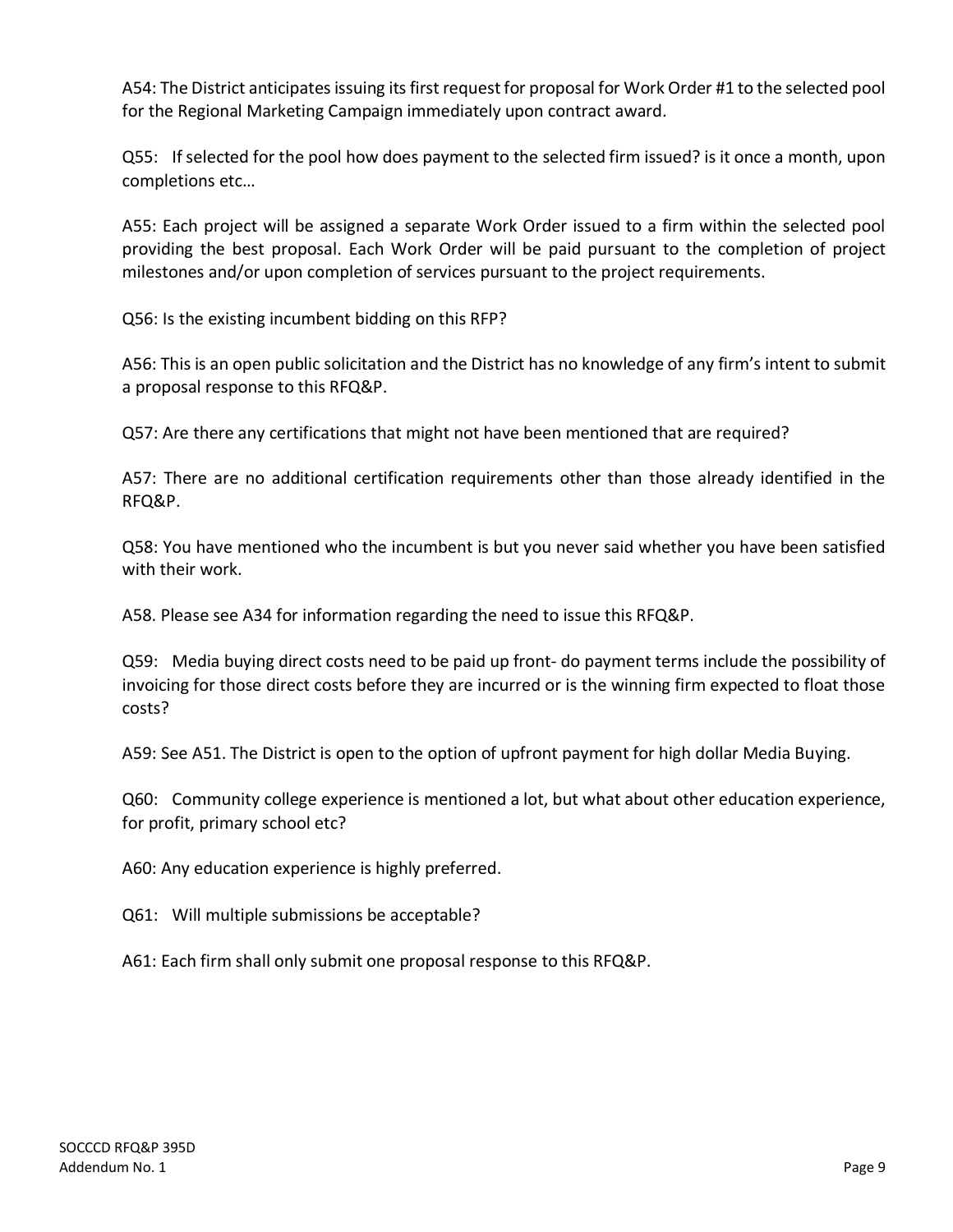A54: The District anticipates issuing its first request for proposal for Work Order #1 to the selected pool for the Regional Marketing Campaign immediately upon contract award.

Q55: If selected for the pool how does payment to the selected firm issued? is it once a month, upon completions etc…

A55: Each project will be assigned a separate Work Order issued to a firm within the selected pool providing the best proposal. Each Work Order will be paid pursuant to the completion of project milestones and/or upon completion of services pursuant to the project requirements.

Q56: Is the existing incumbent bidding on this RFP?

A56: This is an open public solicitation and the District has no knowledge of any firm's intent to submit a proposal response to this RFQ&P.

Q57: Are there any certifications that might not have been mentioned that are required?

A57: There are no additional certification requirements other than those already identified in the RFQ&P.

Q58: You have mentioned who the incumbent is but you never said whether you have been satisfied with their work.

A58. Please see A34 for information regarding the need to issue this RFQ&P.

Q59: Media buying direct costs need to be paid up front- do payment terms include the possibility of invoicing for those direct costs before they are incurred or is the winning firm expected to float those costs?

A59: See A51. The District is open to the option of upfront payment for high dollar Media Buying.

Q60: Community college experience is mentioned a lot, but what about other education experience, for profit, primary school etc?

A60: Any education experience is highly preferred.

Q61: Will multiple submissions be acceptable?

A61: Each firm shall only submit one proposal response to this RFQ&P.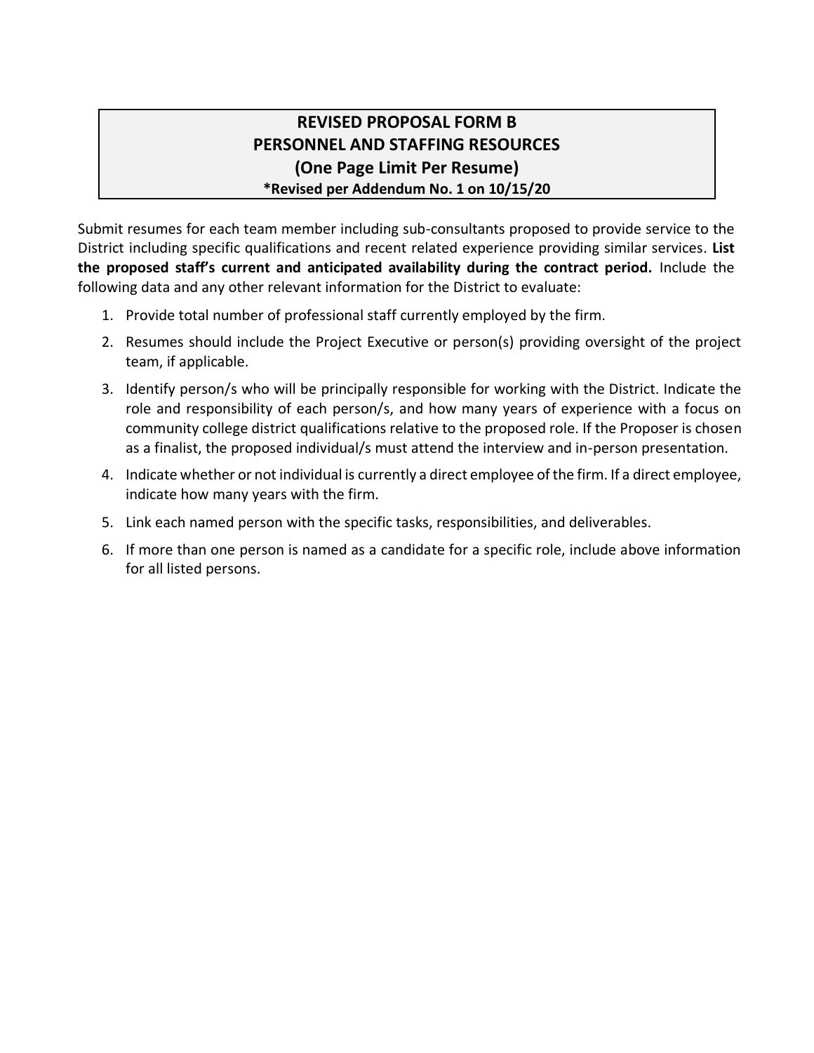# REVISED PROPOSAL FORM B
# PERSONNEL AND STAFFING RESOURCES
## (One Page Limit Per Resume)
**\*Revised per Addendum No. 1 on 10/15/20**

Submit resumes for each team member including sub-consultants proposed to provide service to the District including specific qualifications and recent related experience providing similar services. **List the proposed staff's current and anticipated availability during the contract period.** Include the following data and any other relevant information for the District to evaluate:

1. Provide total number of professional staff currently employed by the firm.
2. Resumes should include the Project Executive or person(s) providing oversight of the project team, if applicable.
3. Identify person/s who will be principally responsible for working with the District. Indicate the role and responsibility of each person/s, and how many years of experience with a focus on community college district qualifications relative to the proposed role. If the Proposer is chosen as a finalist, the proposed individual/s must attend the interview and in-person presentation.
4. Indicate whether or not individual is currently a direct employee of the firm. If a direct employee, indicate how many years with the firm.
5. Link each named person with the specific tasks, responsibilities, and deliverables.
6. If more than one person is named as a candidate for a specific role, include above information for all listed persons.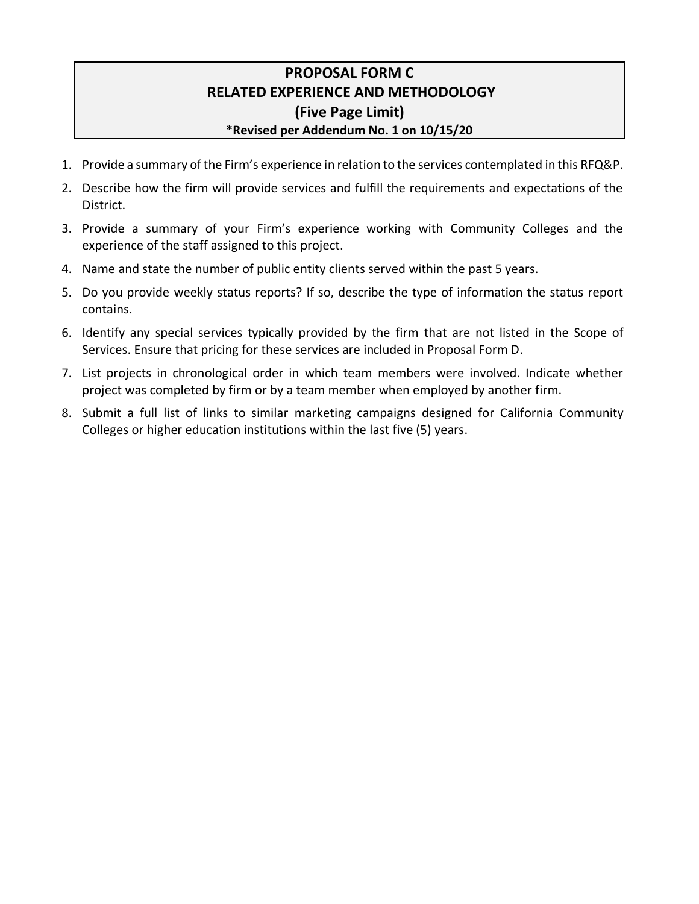# PROPOSAL FORM C
## RELATED EXPERIENCE AND METHODOLOGY
### (Five Page Limit)
**\*Revised per Addendum No. 1 on 10/15/20**

1. Provide a summary of the Firm's experience in relation to the services contemplated in this RFQ&P.
2. Describe how the firm will provide services and fulfill the requirements and expectations of the District.
3. Provide a summary of your Firm's experience working with Community Colleges and the experience of the staff assigned to this project.
4. Name and state the number of public entity clients served within the past 5 years.
5. Do you provide weekly status reports? If so, describe the type of information the status report contains.
6. Identify any special services typically provided by the firm that are not listed in the Scope of Services. Ensure that pricing for these services are included in Proposal Form D.
7. List projects in chronological order in which team members were involved. Indicate whether project was completed by firm or by a team member when employed by another firm.
8. Submit a full list of links to similar marketing campaigns designed for California Community Colleges or higher education institutions within the last five (5) years.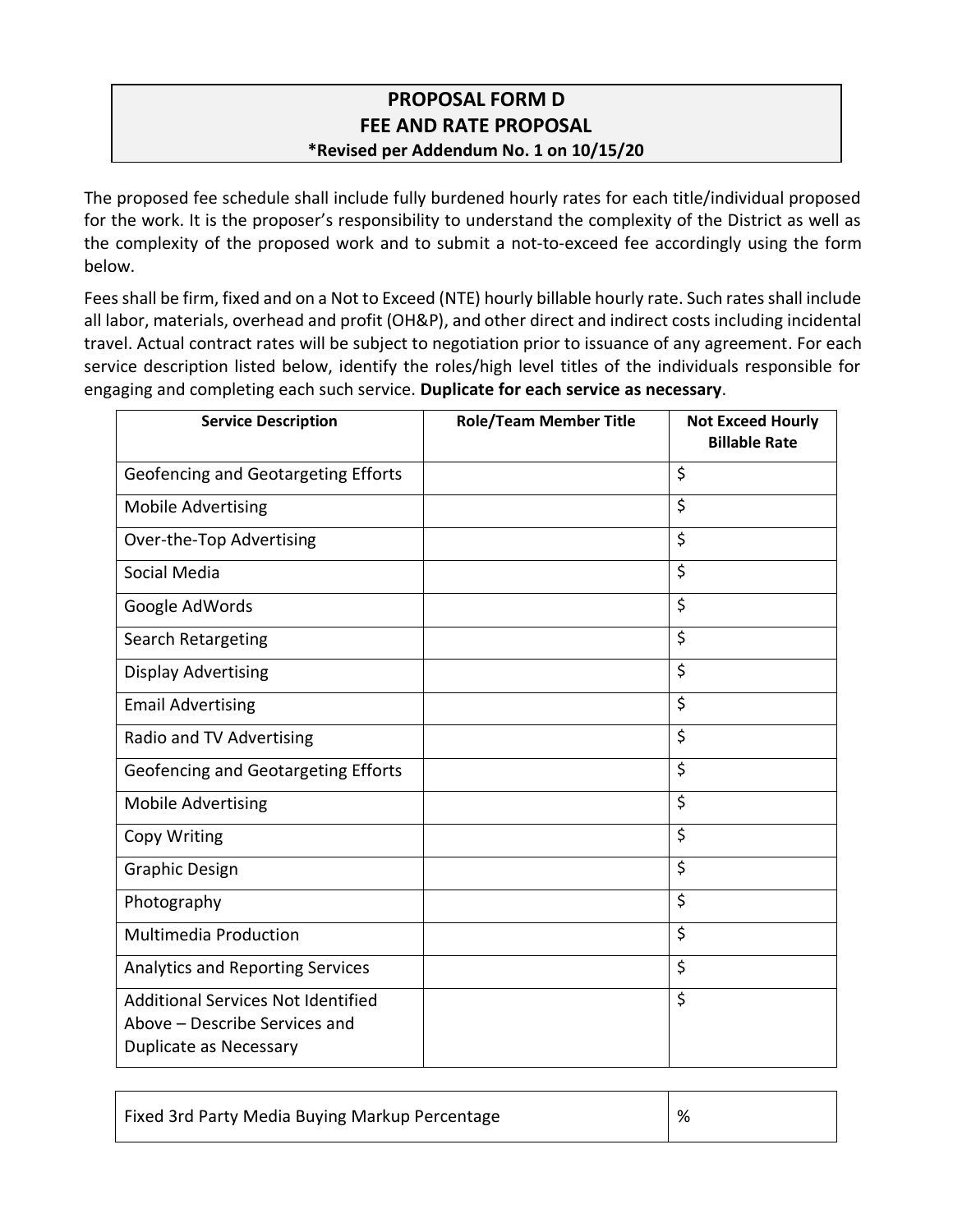# PROPOSAL FORM D
# FEE AND RATE PROPOSAL
**\*Revised per Addendum No. 1 on 10/15/20**

The proposed fee schedule shall include fully burdened hourly rates for each title/individual proposed for the work. It is the proposer's responsibility to understand the complexity of the District as well as the complexity of the proposed work and to submit a not-to-exceed fee accordingly using the form below.

Fees shall be firm, fixed and on a Not to Exceed (NTE) hourly billable hourly rate. Such rates shall include all labor, materials, overhead and profit (OH&P), and other direct and indirect costs including incidental travel. Actual contract rates will be subject to negotiation prior to issuance of any agreement. For each service description listed below, identify the roles/high level titles of the individuals responsible for engaging and completing each such service. **Duplicate for each service as necessary**.

| Service Description | Role/Team Member Title | Not Exceed Hourly Billable Rate |
|---|---|---|
| Geofencing and Geotargeting Efforts | | $ |
| Mobile Advertising | | $ |
| Over-the-Top Advertising | | $ |
| Social Media | | $ |
| Google AdWords | | $ |
| Search Retargeting | | $ |
| Display Advertising | | $ |
| Email Advertising | | $ |
| Radio and TV Advertising | | $ |
| Geofencing and Geotargeting Efforts | | $ |
| Mobile Advertising | | $ |
| Copy Writing | | $ |
| Graphic Design | | $ |
| Photography | | $ |
| Multimedia Production | | $ |
| Analytics and Reporting Services | | $ |
| Additional Services Not Identified Above – Describe Services and Duplicate as Necessary | | $ |

| Fixed 3rd Party Media Buying Markup Percentage | % |
|---|---|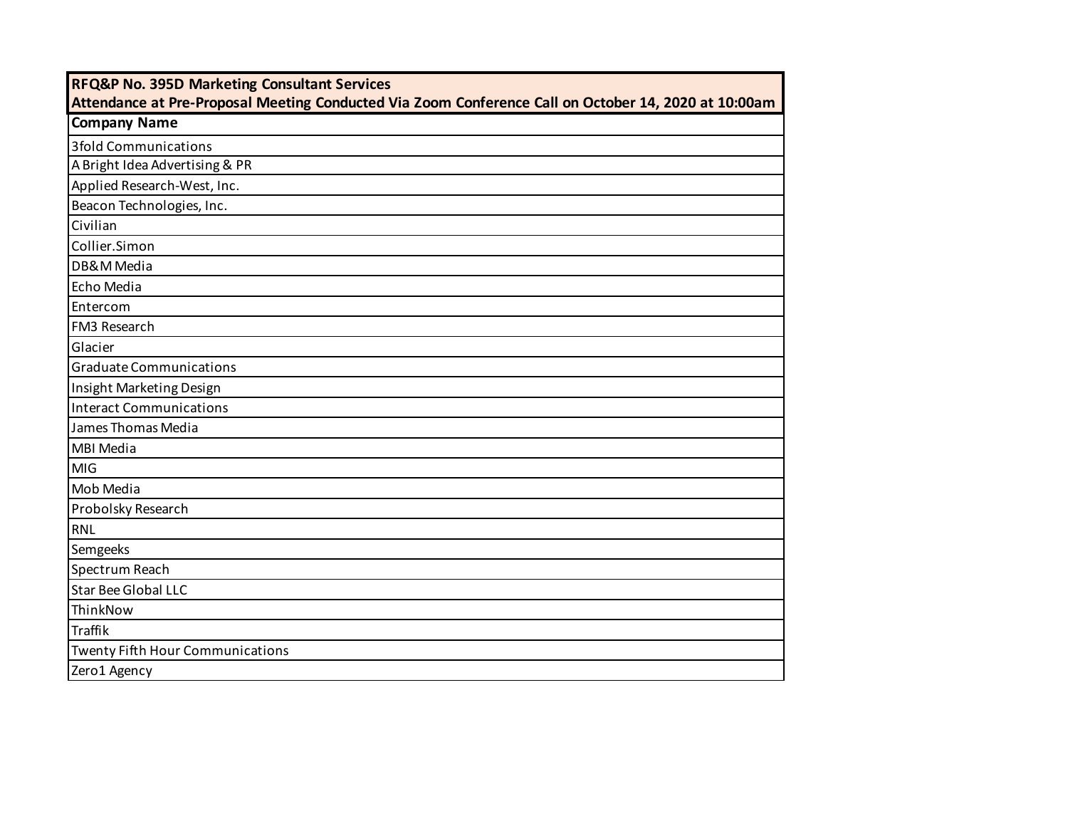**RFQ&P No. 395D Marketing Consultant Services**
**Attendance at Pre-Proposal Meeting Conducted Via Zoom Conference Call on October 14, 2020 at 10:00am**

| Company Name |
|---|
| 3fold Communications |
| A Bright Idea Advertising & PR |
| Applied Research-West, Inc. |
| Beacon Technologies, Inc. |
| Civilian |
| Collier.Simon |
| DB&M Media |
| Echo Media |
| Entercom |
| FM3 Research |
| Glacier |
| Graduate Communications |
| Insight Marketing Design |
| Interact Communications |
| James Thomas Media |
| MBI Media |
| MIG |
| Mob Media |
| Probolsky Research |
| RNL |
| Semgeeks |
| Spectrum Reach |
| Star Bee Global LLC |
| ThinkNow |
| Traffik |
| Twenty Fifth Hour Communications |
| Zero1 Agency |